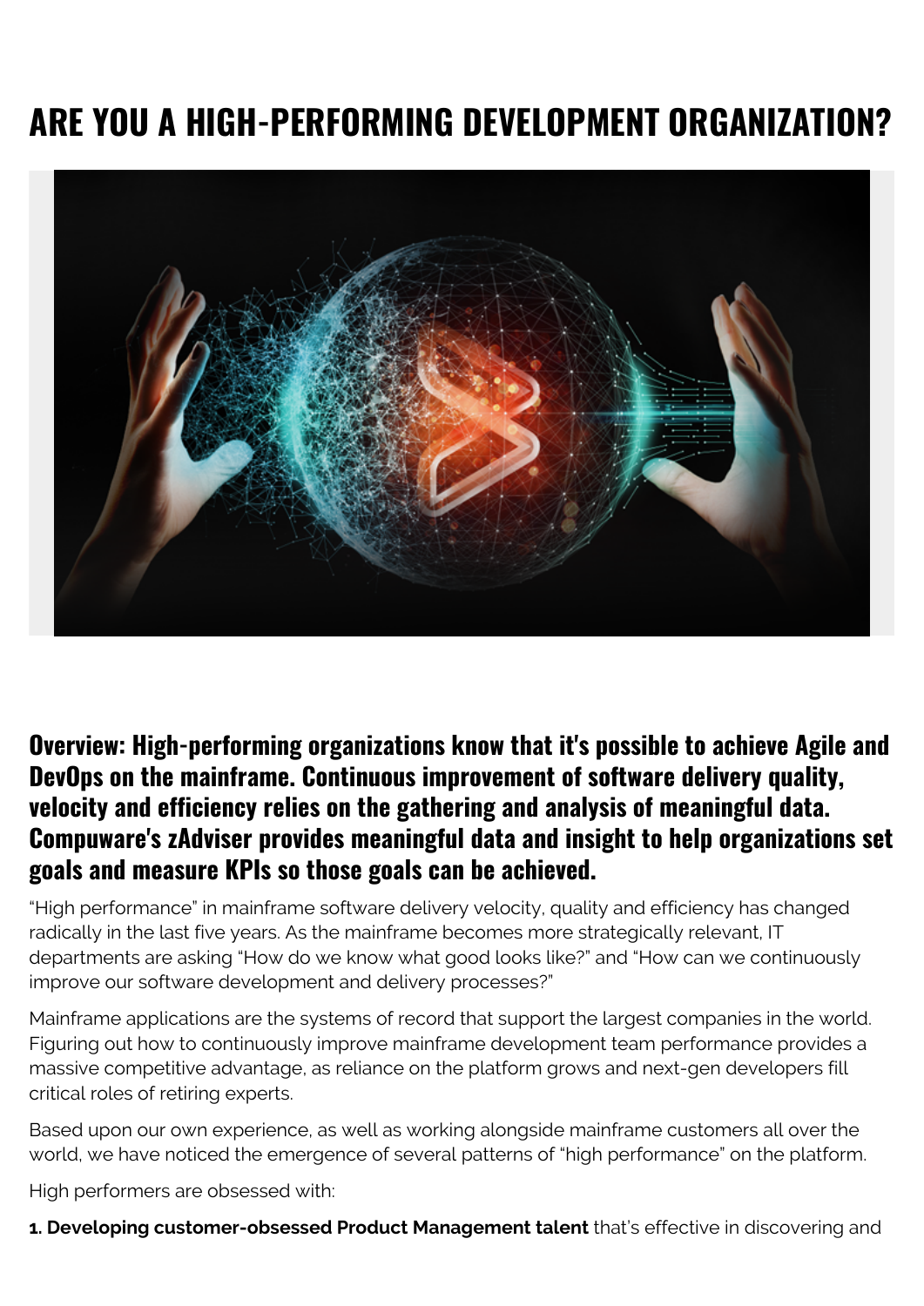# ARE YOU A HIGH-PERFORMING DEVELOPMENT ORGANIZATION?

**Overview: High-performing organizations know that it's possible to achieve Agile and DevOps on the mainframe. Continuous improvement of software delivery quality, velocity and efficiency relies on the gathering and analysis of meaningful data. Compuware's zAdviser provides meaningful data and insight to help organizations set goals and measure KPIs so those goals can be achieved.**

"High performance" in mainframe software delivery velocity, quality and efficiency has changed radically in the last five years. As the mainframe becomes more strategically relevant, IT departments are asking "How do we know what good looks like?" and "How can we continuously improve our software development and delivery processes?"

Mainframe applications are the systems of record that support the largest companies in the world. Figuring out how to continuously improve mainframe development team performance provides a massive competitive advantage, as reliance on the platform grows and next-gen developers fill critical roles of retiring experts.

Based upon our own experience, as well as working alongside mainframe customers all over the world, we have noticed the emergence of several patterns of "high performance" on the platform.

High performers are obsessed with:

**1. Developing customer-obsessed Product Management talent** that's effective in discovering and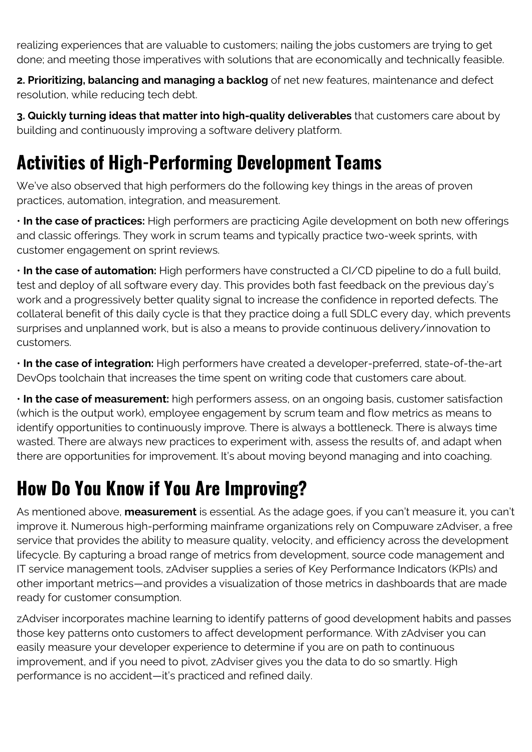realizing experiences that are valuable to customers; nailing the jobs customers are trying to get done; and meeting those imperatives with solutions that are economically and technically feasible.

**2. Prioritizing, balancing and managing a backlog** of net new features, maintenance and defect resolution, while reducing tech debt.

**3. Quickly turning ideas that matter into high-quality deliverables** that customers care about by building and continuously improving a software delivery platform.

## Activities of High-Performing Development Teams

We've also observed that high performers do the following key things in the areas of proven practices, automation, integration, and measurement.

• **In the case of practices:** High performers are practicing Agile development on both new offerings and classic offerings. They work in scrum teams and typically practice two-week sprints, with customer engagement on sprint reviews.

• **In the case of automation:** High performers have constructed a CI/CD pipeline to do a full build, test and deploy of all software every day. This provides both fast feedback on the previous day's work and a progressively better quality signal to increase the confidence in reported defects. The collateral benefit of this daily cycle is that they practice doing a full SDLC every day, which prevents surprises and unplanned work, but is also a means to provide continuous delivery/innovation to customers.

• **In the case of integration:** High performers have created a developer-preferred, state-of-the-art DevOps toolchain that increases the time spent on writing code that customers care about.

• **In the case of measurement:** high performers assess, on an ongoing basis, customer satisfaction (which is the output work), employee engagement by scrum team and flow metrics as means to identify opportunities to continuously improve. There is always a bottleneck. There is always time wasted. There are always new practices to experiment with, assess the results of, and adapt when there are opportunities for improvement. It's about moving beyond managing and into coaching.

## How Do You Know if You Are Improving?

As mentioned above, **measurement** is essential. As the adage goes, if you can't measure it, you can't improve it. Numerous high-performing mainframe organizations rely on Compuware zAdviser, a free service that provides the ability to measure quality, velocity, and efficiency across the development lifecycle. By capturing a broad range of metrics from development, source code management and IT service management tools, zAdviser supplies a series of Key Performance Indicators (KPIs) and other important metrics—and provides a visualization of those metrics in dashboards that are made ready for customer consumption.

zAdviser incorporates machine learning to identify patterns of good development habits and passes those key patterns onto customers to affect development performance. With zAdviser you can easily measure your developer experience to determine if you are on path to continuous improvement, and if you need to pivot, zAdviser gives you the data to do so smartly. High performance is no accident—it's practiced and refined daily.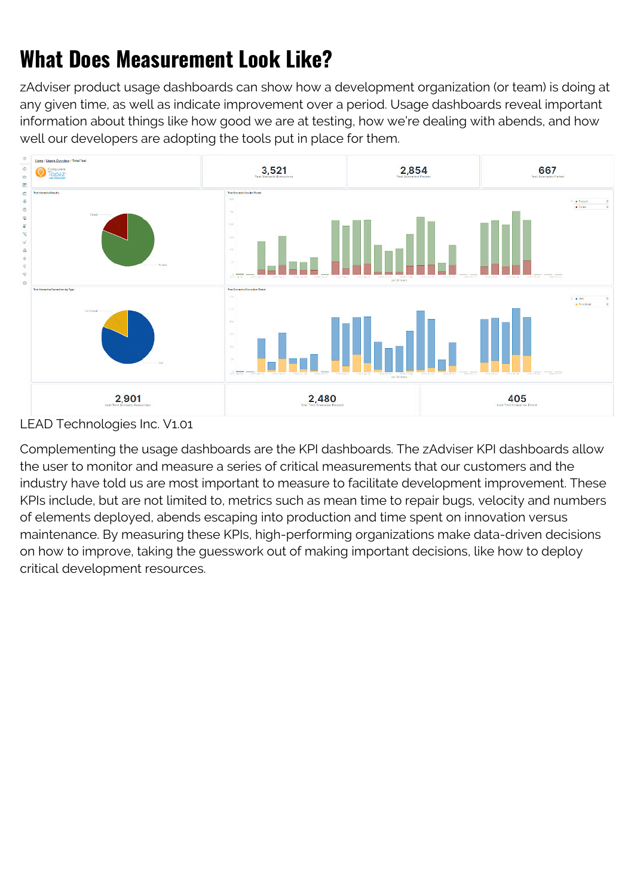# What Does Measurement Look Like?

zAdviser product usage dashboards can show how a development organization (or team) is doing at any given time, as well as indicate improvement over a period. Usage dashboards reveal important information about things like how good we are at testing, how we're dealing with abends, and how well our developers are adopting the tools put in place for them.

LEAD Technologies Inc. V1.01

Complementing the usage dashboards are the KPI dashboards. The zAdviser KPI dashboards allow the user to monitor and measure a series of critical measurements that our customers and the industry have told us are most important to measure to facilitate development improvement. These KPIs include, but are not limited to, metrics such as mean time to repair bugs, velocity and numbers of elements deployed, abends escaping into production and time spent on innovation versus maintenance. By measuring these KPIs, high-performing organizations make data-driven decisions on how to improve, taking the guesswork out of making important decisions, like how to deploy critical development resources.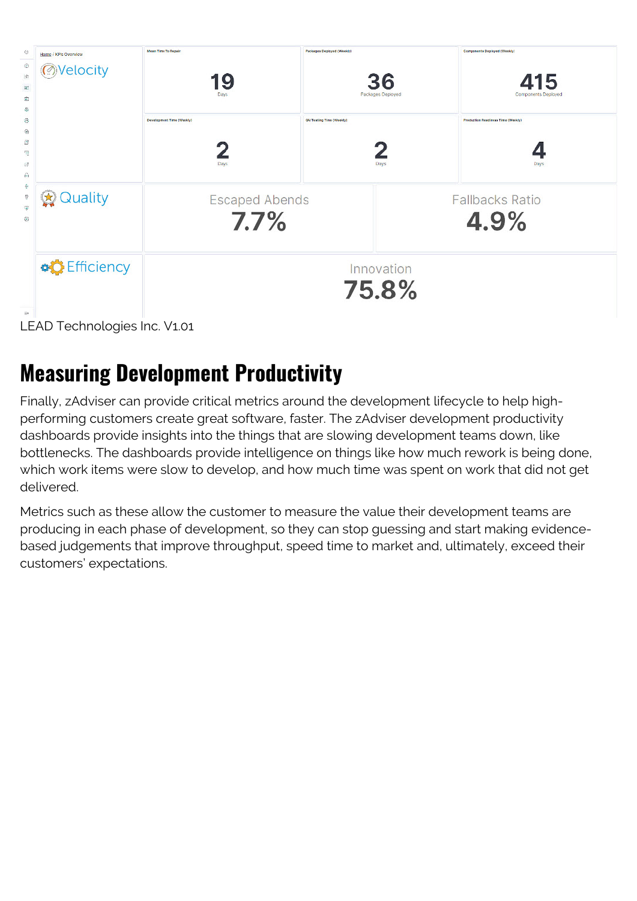| | | | |
|---|---|---|---|
| Home / KPIs Overview Velocity | Mean Time To Repair 19 Days | Packages Deployed (Weekly) 36 Packages Deployed | Components Deployed (Weekly) 415 Components Deployed |
| | Development Time (Weekly) 2 Days | QA/Testing Time (Weekly) 2 Days | Production Readiness Time (Weekly) 4 Days |
| Quality | Escaped Abends 7.7% | Fallbacks Ratio 4.9% | |
| Efficiency | Innovation 75.8% | | |

LEAD Technologies Inc. V1.01

## Measuring Development Productivity

Finally, zAdviser can provide critical metrics around the development lifecycle to help high-performing customers create great software, faster. The zAdviser development productivity dashboards provide insights into the things that are slowing development teams down, like bottlenecks. The dashboards provide intelligence on things like how much rework is being done, which work items were slow to develop, and how much time was spent on work that did not get delivered.

Metrics such as these allow the customer to measure the value their development teams are producing in each phase of development, so they can stop guessing and start making evidence-based judgements that improve throughput, speed time to market and, ultimately, exceed their customers' expectations.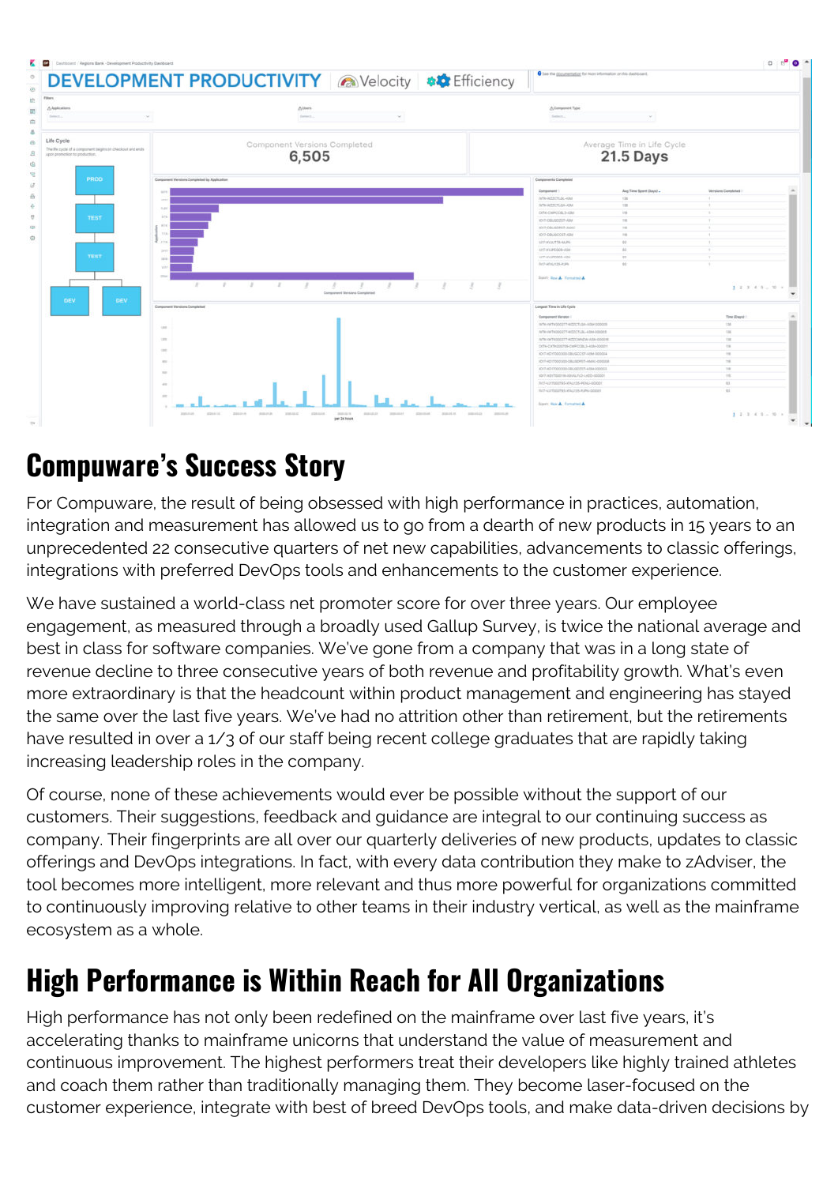## Compuware's Success Story

For Compuware, the result of being obsessed with high performance in practices, automation, integration and measurement has allowed us to go from a dearth of new products in 15 years to an unprecedented 22 consecutive quarters of net new capabilities, advancements to classic offerings, integrations with preferred DevOps tools and enhancements to the customer experience.

We have sustained a world-class net promoter score for over three years. Our employee engagement, as measured through a broadly used Gallup Survey, is twice the national average and best in class for software companies. We've gone from a company that was in a long state of revenue decline to three consecutive years of both revenue and profitability growth. What's even more extraordinary is that the headcount within product management and engineering has stayed the same over the last five years. We've had no attrition other than retirement, but the retirements have resulted in over a 1/3 of our staff being recent college graduates that are rapidly taking increasing leadership roles in the company.

Of course, none of these achievements would ever be possible without the support of our customers. Their suggestions, feedback and guidance are integral to our continuing success as company. Their fingerprints are all over our quarterly deliveries of new products, updates to classic offerings and DevOps integrations. In fact, with every data contribution they make to zAdviser, the tool becomes more intelligent, more relevant and thus more powerful for organizations committed to continuously improving relative to other teams in their industry vertical, as well as the mainframe ecosystem as a whole.

## High Performance is Within Reach for All Organizations

High performance has not only been redefined on the mainframe over last five years, it's accelerating thanks to mainframe unicorns that understand the value of measurement and continuous improvement. The highest performers treat their developers like highly trained athletes and coach them rather than traditionally managing them. They become laser-focused on the customer experience, integrate with best of breed DevOps tools, and make data-driven decisions by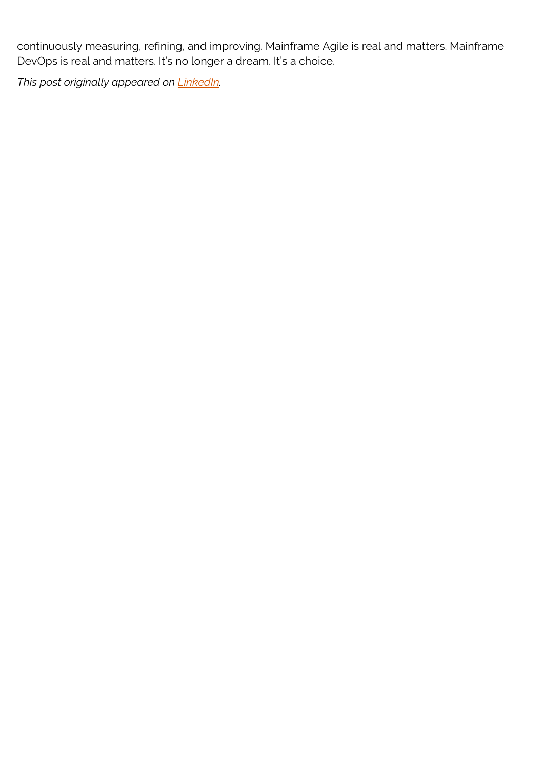continuously measuring, refining, and improving. Mainframe Agile is real and matters. Mainframe DevOps is real and matters. It's no longer a dream. It's a choice.

*This post originally appeared on [LinkedIn](LinkedIn).*